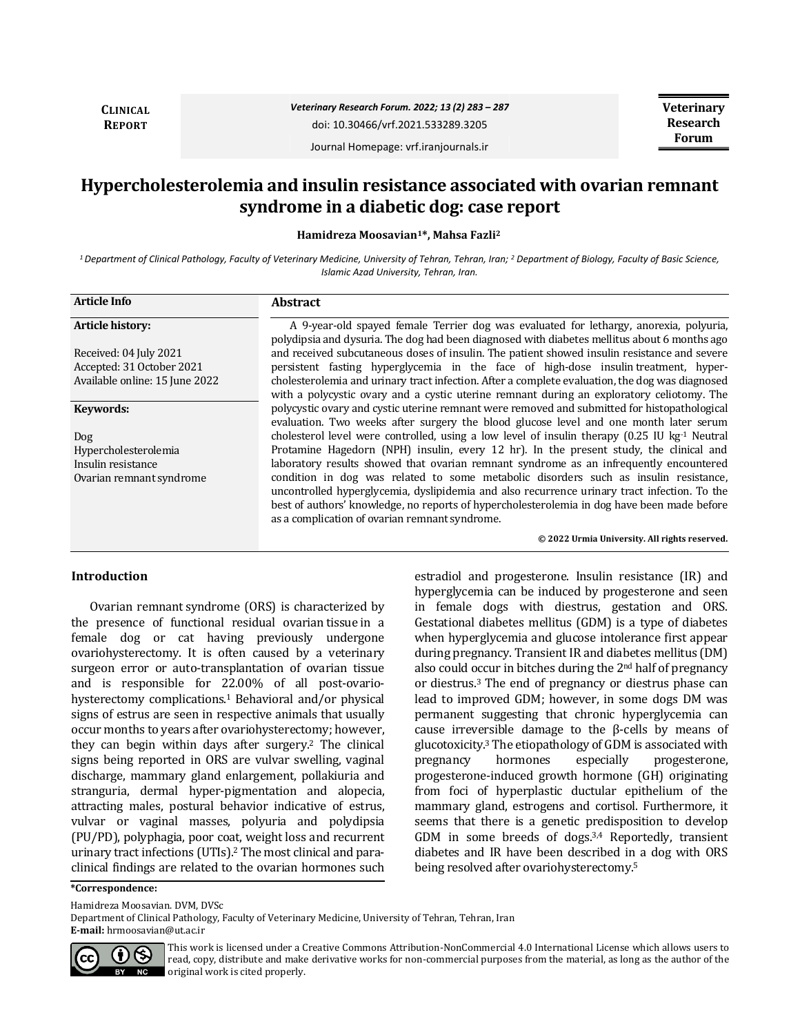**Clinical Report**

doi: 10.30466/vrf.2021.533289.3205

Journal Homepage: vrf.iranjournals.ir

# Hypercholesterolemia and insulin resistance associated with ovarian remnant syndrome in a diabetic dog: case report

**Hamidreza Moosavian[1]*, Mahsa Fazli[2]**

[1] Department of Clinical Pathology, Faculty of Veterinary Medicine, University of Tehran, Tehran, Iran; [2] Department of Biology, Faculty of Basic Science, Islamic Azad University, Tehran, Iran.

**Article Info**

**Article history:**

Received: 04 July 2021
Accepted: 31 October 2021
Available online: 15 June 2022

**Keywords:**

Dog
Hypercholesterolemia
Insulin resistance
Ovarian remnant syndrome

## Abstract

A 9-year-old spayed female Terrier dog was evaluated for lethargy, anorexia, polyuria, polydipsia and dysuria. The dog had been diagnosed with diabetes mellitus about 6 months ago and received subcutaneous doses of insulin. The patient showed insulin resistance and severe persistent fasting hyperglycemia in the face of high-dose insulin treatment, hypercholesterolemia and urinary tract infection. After a complete evaluation, the dog was diagnosed with a polycystic ovary and a cystic uterine remnant during an exploratory celiotomy. The polycystic ovary and cystic uterine remnant were removed and submitted for histopathological evaluation. Two weeks after surgery the blood glucose level and one month later serum cholesterol level were controlled, using a low level of insulin therapy (0.25 IU $kg^{-1}$ Neutral Protamine Hagedorn (NPH) insulin, every 12 hr). In the present study, the clinical and laboratory results showed that ovarian remnant syndrome as an infrequently encountered condition in dog was related to some metabolic disorders such as insulin resistance, uncontrolled hyperglycemia, dyslipidemia and also recurrence urinary tract infection. To the best of authors' knowledge, no reports of hypercholesterolemia in dog have been made before as a complication of ovarian remnant syndrome.

**© 2022 Urmia University. All rights reserved.**

## Introduction

Ovarian remnant syndrome (ORS) is characterized by the presence of functional residual ovarian tissue in a female dog or cat having previously undergone ovariohysterectomy. It is often caused by a veterinary surgeon error or auto-transplantation of ovarian tissue and is responsible for 22.00% of all post-ovariohysterectomy complications.[1] Behavioral and/or physical signs of estrus are seen in respective animals that usually occur months to years after ovariohysterectomy; however, they can begin within days after surgery.[2] The clinical signs being reported in ORS are vulvar swelling, vaginal discharge, mammary gland enlargement, pollakiuria and stranguria, dermal hyper-pigmentation and alopecia, attracting males, postural behavior indicative of estrus, vulvar or vaginal masses, polyuria and polydipsia (PU/PD), polyphagia, poor coat, weight loss and recurrent urinary tract infections (UTIs).[2] The most clinical and para-clinical findings are related to the ovarian hormones such estradiol and progesterone. Insulin resistance (IR) and hyperglycemia can be induced by progesterone and seen in female dogs with diestrus, gestation and ORS. Gestational diabetes mellitus (GDM) is a type of diabetes when hyperglycemia and glucose intolerance first appear during pregnancy. Transient IR and diabetes mellitus (DM) also could occur in bitches during the 2nd half of pregnancy or diestrus.[3] The end of pregnancy or diestrus phase can lead to improved GDM; however, in some dogs DM was permanent suggesting that chronic hyperglycemia can cause irreversible damage to the β-cells by means of glucotoxicity.[3] The etiopathology of GDM is associated with pregnancy hormones especially progesterone, progesterone-induced growth hormone (GH) originating from foci of hyperplastic ductular epithelium of the mammary gland, estrogens and cortisol. Furthermore, it seems that there is a genetic predisposition to develop GDM in some breeds of dogs.[3,4] Reportedly, transient diabetes and IR have been described in a dog with ORS being resolved after ovariohysterectomy.[5]

**\*Correspondence:**

Hamidreza Moosavian. DVM, DVSc
Department of Clinical Pathology, Faculty of Veterinary Medicine, University of Tehran, Tehran, Iran
**E-mail:** hrmoosavian@ut.ac.ir

This work is licensed under a Creative Commons Attribution-NonCommercial 4.0 International License which allows users to read, copy, distribute and make derivative works for non-commercial purposes from the material, as long as the author of the original work is cited properly.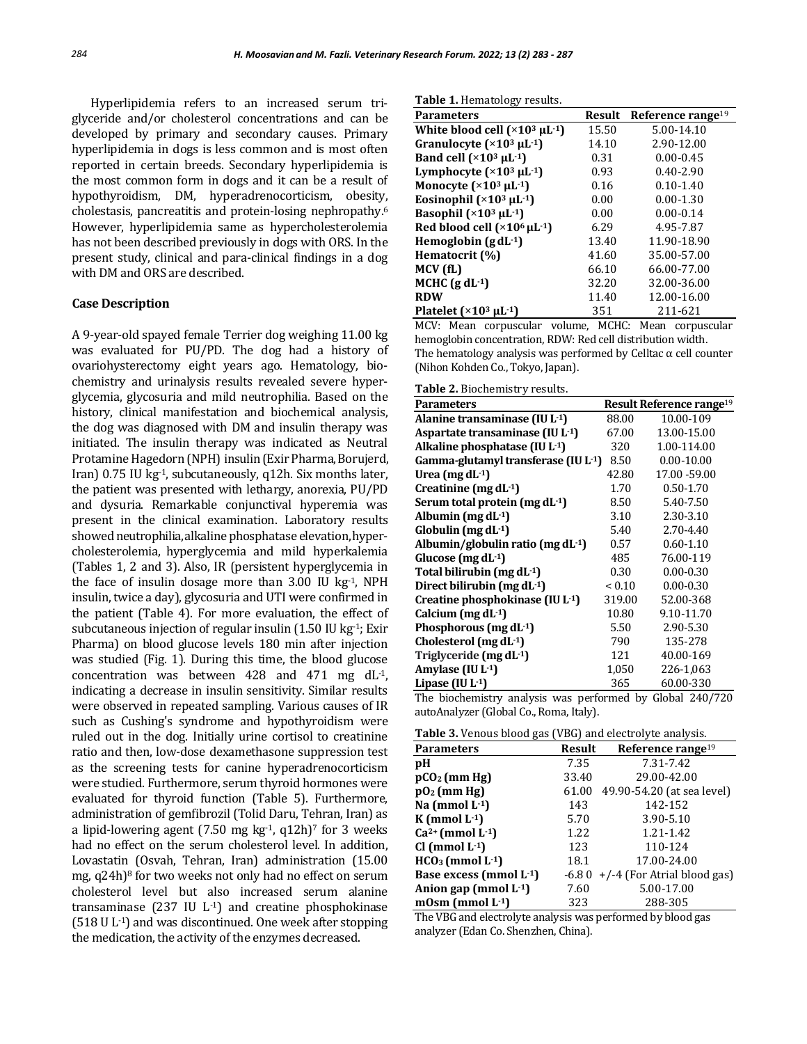Hyperlipidemia refers to an increased serum triglyceride and/or cholesterol concentrations and can be developed by primary and secondary causes. Primary hyperlipidemia in dogs is less common and is most often reported in certain breeds. Secondary hyperlipidemia is the most common form in dogs and it can be a result of hypothyroidism, DM, hyperadrenocorticism, obesity, cholestasis, pancreatitis and protein-losing nephropathy.[6] However, hyperlipidemia same as hypercholesterolemia has not been described previously in dogs with ORS. In the present study, clinical and para-clinical findings in a dog with DM and ORS are described.

## Case Description

A 9-year-old spayed female Terrier dog weighing 11.00 kg was evaluated for PU/PD. The dog had a history of ovariohysterectomy eight years ago. Hematology, biochemistry and urinalysis results revealed severe hyperglycemia, glycosuria and mild neutrophilia. Based on the history, clinical manifestation and biochemical analysis, the dog was diagnosed with DM and insulin therapy was initiated. The insulin therapy was indicated as Neutral Protamine Hagedorn (NPH) insulin (Exir Pharma, Borujerd, Iran) 0.75 IU $kg^{-1}$, subcutaneously, q12h. Six months later, the patient was presented with lethargy, anorexia, PU/PD and dysuria. Remarkable conjunctival hyperemia was present in the clinical examination. Laboratory results showed neutrophilia, alkaline phosphatase elevation, hypercholesterolemia, hyperglycemia and mild hyperkalemia (Tables 1, 2 and 3). Also, IR (persistent hyperglycemia in the face of insulin dosage more than 3.00 IU $kg^{-1}$, NPH insulin, twice a day), glycosuria and UTI were confirmed in the patient (Table 4). For more evaluation, the effect of subcutaneous injection of regular insulin (1.50 IU $kg^{-1}$; Exir Pharma) on blood glucose levels 180 min after injection was studied (Fig. 1). During this time, the blood glucose concentration was between 428 and 471 mg $dL^{-1}$, indicating a decrease in insulin sensitivity. Similar results were observed in repeated sampling. Various causes of IR such as Cushing's syndrome and hypothyroidism were ruled out in the dog. Initially urine cortisol to creatinine ratio and then, low-dose dexamethasone suppression test as the screening tests for canine hyperadrenocorticism were studied. Furthermore, serum thyroid hormones were evaluated for thyroid function (Table 5). Furthermore, administration of gemfibrozil (Tolid Daru, Tehran, Iran) as a lipid-lowering agent (7.50 mg $kg^{-1}$, q12h)[7] for 3 weeks had no effect on the serum cholesterol level. In addition, Lovastatin (Osvah, Tehran, Iran) administration (15.00 mg, q24h)[8] for two weeks not only had no effect on serum cholesterol level but also increased serum alanine transaminase (237 IU $L^{-1}$) and creatine phosphokinase (518 U $L^{-1}$) and was discontinued. One week after stopping the medication, the activity of the enzymes decreased.

**Table 1.** Hematology results.

| Parameters | Result | Reference range[19] |
|---|---|---|
| White blood cell ($\times10^3$ $\mu L^{-1}$) | 15.50 | 5.00-14.10 |
| Granulocyte ($\times10^3$ $\mu L^{-1}$) | 14.10 | 2.90-12.00 |
| Band cell ($\times10^3$ $\mu L^{-1}$) | 0.31 | 0.00-0.45 |
| Lymphocyte ($\times10^3$ $\mu L^{-1}$) | 0.93 | 0.40-2.90 |
| Monocyte ($\times10^3$ $\mu L^{-1}$) | 0.16 | 0.10-1.40 |
| Eosinophil ($\times10^3$ $\mu L^{-1}$) | 0.00 | 0.00-1.30 |
| Basophil ($\times10^3$ $\mu L^{-1}$) | 0.00 | 0.00-0.14 |
| Red blood cell ($\times10^6$ $\mu L^{-1}$) | 6.29 | 4.95-7.87 |
| Hemoglobin (g $dL^{-1}$) | 13.40 | 11.90-18.90 |
| Hematocrit (%) | 41.60 | 35.00-57.00 |
| MCV (fL) | 66.10 | 66.00-77.00 |
| MCHC (g $dL^{-1}$) | 32.20 | 32.00-36.00 |
| RDW | 11.40 | 12.00-16.00 |
| Platelet ($\times10^3$ $\mu L^{-1}$) | 351 | 211-621 |

MCV: Mean corpuscular volume, MCHC: Mean corpuscular hemoglobin concentration, RDW: Red cell distribution width. The hematology analysis was performed by Celltac α cell counter (Nihon Kohden Co., Tokyo, Japan).

**Table 2.** Biochemistry results.

| Parameters | Result | Reference range[19] |
|---|---|---|
| Alanine transaminase (IU $L^{-1}$) | 88.00 | 10.00-109 |
| Aspartate transaminase (IU $L^{-1}$) | 67.00 | 13.00-15.00 |
| Alkaline phosphatase (IU $L^{-1}$) | 320 | 1.00-114.00 |
| Gamma-glutamyl transferase (IU $L^{-1}$) | 8.50 | 0.00-10.00 |
| Urea (mg $dL^{-1}$) | 42.80 | 17.00 -59.00 |
| Creatinine (mg $dL^{-1}$) | 1.70 | 0.50-1.70 |
| Serum total protein (mg $dL^{-1}$) | 8.50 | 5.40-7.50 |
| Albumin (mg $dL^{-1}$) | 3.10 | 2.30-3.10 |
| Globulin (mg $dL^{-1}$) | 5.40 | 2.70-4.40 |
| Albumin/globulin ratio (mg $dL^{-1}$) | 0.57 | 0.60-1.10 |
| Glucose (mg $dL^{-1}$) | 485 | 76.00-119 |
| Total bilirubin (mg $dL^{-1}$) | 0.30 | 0.00-0.30 |
| Direct bilirubin (mg $dL^{-1}$) | < 0.10 | 0.00-0.30 |
| Creatine phosphokinase (IU $L^{-1}$) | 319.00 | 52.00-368 |
| Calcium (mg $dL^{-1}$) | 10.80 | 9.10-11.70 |
| Phosphorous (mg $dL^{-1}$) | 5.50 | 2.90-5.30 |
| Cholesterol (mg $dL^{-1}$) | 790 | 135-278 |
| Triglyceride (mg $dL^{-1}$) | 121 | 40.00-169 |
| Amylase (IU $L^{-1}$) | 1,050 | 226-1,063 |
| Lipase (IU $L^{-1}$) | 365 | 60.00-330 |

The biochemistry analysis was performed by Global 240/720 autoAnalyzer (Global Co., Roma, Italy).

**Table 3.** Venous blood gas (VBG) and electrolyte analysis.

| Parameters | Result | Reference range[19] |
|---|---|---|
| pH | 7.35 | 7.31-7.42 |
| $pCO_2$ (mm Hg) | 33.40 | 29.00-42.00 |
| $pO_2$ (mm Hg) | 61.00 | 49.90-54.20 (at sea level) |
| Na (mmol $L^{-1}$) | 143 | 142-152 |
| K (mmol $L^{-1}$) | 5.70 | 3.90-5.10 |
| $Ca^{2+}$ (mmol $L^{-1}$) | 1.22 | 1.21-1.42 |
| Cl (mmol $L^{-1}$) | 123 | 110-124 |
| $HCO_3$ (mmol $L^{-1}$) | 18.1 | 17.00-24.00 |
| Base excess (mmol $L^{-1}$) | -6.80 | +/-4 (For Atrial blood gas) |
| Anion gap (mmol $L^{-1}$) | 7.60 | 5.00-17.00 |
| mOsm (mmol $L^{-1}$) | 323 | 288-305 |

The VBG and electrolyte analysis was performed by blood gas analyzer (Edan Co. Shenzhen, China).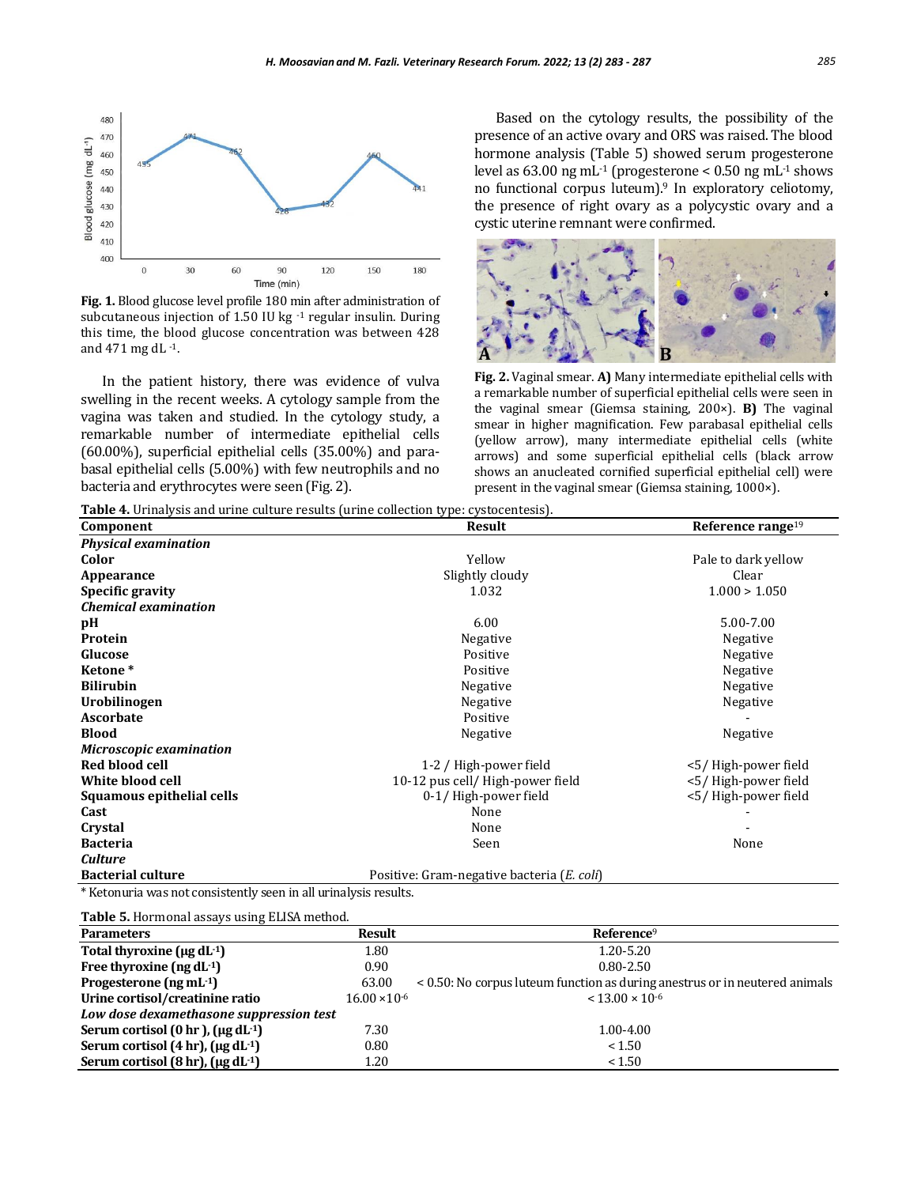Fig. 1. Blood glucose level profile 180 min after administration of subcutaneous injection of 1.50 IU kg $^{-1}$ regular insulin. During this time, the blood glucose concentration was between 428 and 471 mg dL $^{-1}$.

In the patient history, there was evidence of vulva swelling in the recent weeks. A cytology sample from the vagina was taken and studied. In the cytology study, a remarkable number of intermediate epithelial cells (60.00%), superficial epithelial cells (35.00%) and para-basal epithelial cells (5.00%) with few neutrophils and no bacteria and erythrocytes were seen (Fig. 2).

Based on the cytology results, the possibility of the presence of an active ovary and ORS was raised. The blood hormone analysis (Table 5) showed serum progesterone level as 63.00 ng mL $^{-1}$ (progesterone < 0.50 ng mL $^{-1}$ shows no functional corpus luteum).[9] In exploratory celiotomy, the presence of right ovary as a polycystic ovary and a cystic uterine remnant were confirmed.

**Fig. 2.** Vaginal smear. **A)** Many intermediate epithelial cells with a remarkable number of superficial epithelial cells were seen in the vaginal smear (Giemsa staining, 200×). **B)** The vaginal smear in higher magnification. Few parabasal epithelial cells (yellow arrow), many intermediate epithelial cells (white arrows) and some superficial epithelial cells (black arrow shows an anucleated cornified superficial epithelial cell) were present in the vaginal smear (Giemsa staining, 1000×).

**Table 4.** Urinalysis and urine culture results (urine collection type: cystocentesis).

| Component | Result | Reference range[19] |
|---|---|---|
| ***Physical examination*** | | |
| **Color** | Yellow | Pale to dark yellow |
| **Appearance** | Slightly cloudy | Clear |
| **Specific gravity** | 1.032 | 1.000 > 1.050 |
| ***Chemical examination*** | | |
| **pH** | 6.00 | 5.00-7.00 |
| **Protein** | Negative | Negative |
| **Glucose** | Positive | Negative |
| **Ketone** * | Positive | Negative |
| **Bilirubin** | Negative | Negative |
| **Urobilinogen** | Negative | Negative |
| **Ascorbate** | Positive | - |
| **Blood** | Negative | Negative |
| ***Microscopic examination*** | | |
| **Red blood cell** | 1-2 / High-power field | <5/ High-power field |
| **White blood cell** | 10-12 pus cell/ High-power field | <5/ High-power field |
| **Squamous epithelial cells** | 0-1/ High-power field | <5/ High-power field |
| **Cast** | None | - |
| **Crystal** | None | - |
| **Bacteria** | Seen | None |
| ***Culture*** | | |
| **Bacterial culture** | Positive: Gram-negative bacteria (*E. coli*) | |

\* Ketonuria was not consistently seen in all urinalysis results.

**Table 5.** Hormonal assays using ELISA method.

| Parameters | Result | Reference[9] |
|---|---|---|
| **Total thyroxine (µg dL $^{-1}$)** | 1.80 | 1.20-5.20 |
| **Free thyroxine (ng dL $^{-1}$)** | 0.90 | 0.80-2.50 |
| **Progesterone (ng mL $^{-1}$)** | 63.00 | < 0.50: No corpus luteum function as during anestrus or in neutered animals |
| **Urine cortisol/creatinine ratio** | $16.00 \times 10^{-6}$ | $< 13.00 \times 10^{-6}$ |
| ***Low dose dexamethasone suppression test*** | | |
| **Serum cortisol (0 hr ), (µg dL $^{-1}$)** | 7.30 | 1.00-4.00 |
| **Serum cortisol (4 hr), (µg dL $^{-1}$)** | 0.80 | < 1.50 |
| **Serum cortisol (8 hr), (µg dL $^{-1}$)** | 1.20 | < 1.50 |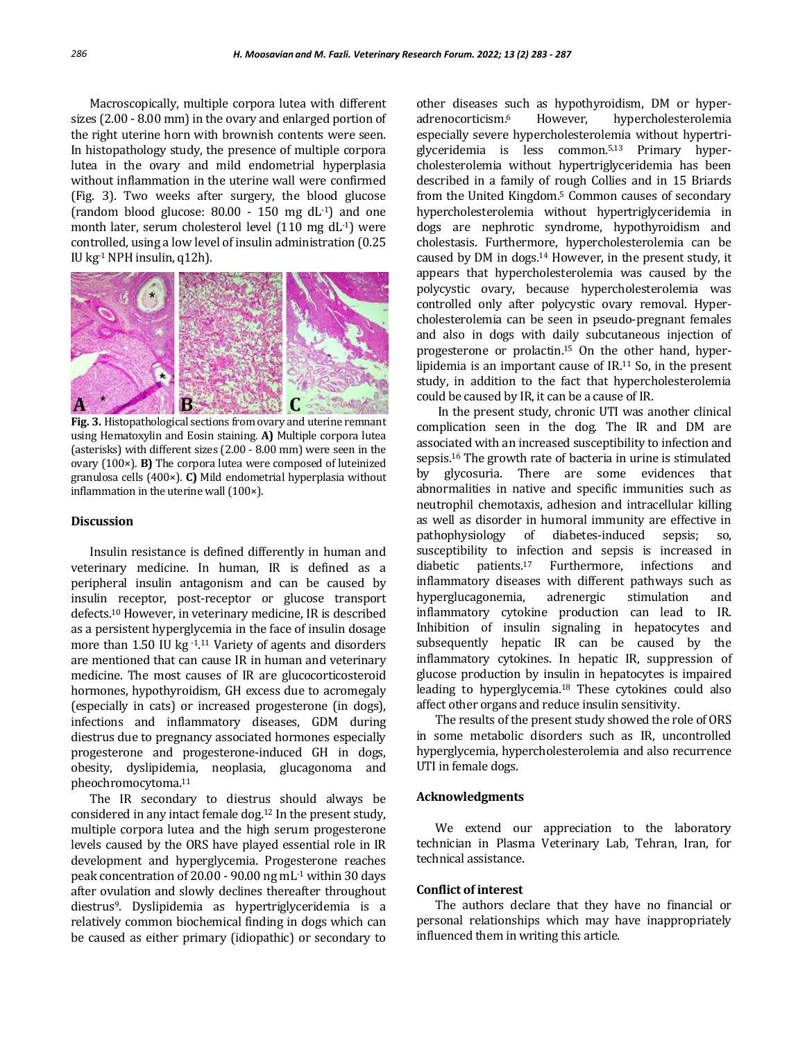Macroscopically, multiple corpora lutea with different sizes (2.00 - 8.00 mm) in the ovary and enlarged portion of the right uterine horn with brownish contents were seen. In histopathology study, the presence of multiple corpora lutea in the ovary and mild endometrial hyperplasia without inflammation in the uterine wall were confirmed (Fig. 3). Two weeks after surgery, the blood glucose (random blood glucose: 80.00 - 150 mg $dL^{-1}$) and one month later, serum cholesterol level (110 mg $dL^{-1}$) were controlled, using a low level of insulin administration (0.25 IU $kg^{-1}$ NPH insulin, q12h).

**Fig. 3.** Histopathological sections from ovary and uterine remnant using Hematoxylin and Eosin staining. **A)** Multiple corpora lutea (asterisks) with different sizes (2.00 - 8.00 mm) were seen in the ovary (100×). **B)** The corpora lutea were composed of luteinized granulosa cells (400×). **C)** Mild endometrial hyperplasia without inflammation in the uterine wall (100×).

## Discussion

Insulin resistance is defined differently in human and veterinary medicine. In human, IR is defined as a peripheral insulin antagonism and can be caused by insulin receptor, post-receptor or glucose transport defects.[10] However, in veterinary medicine, IR is described as a persistent hyperglycemia in the face of insulin dosage more than 1.50 IU $kg^{-1}$.[11] Variety of agents and disorders are mentioned that can cause IR in human and veterinary medicine. The most causes of IR are glucocorticosteroid hormones, hypothyroidism, GH excess due to acromegaly (especially in cats) or increased progesterone (in dogs), infections and inflammatory diseases, GDM during diestrus due to pregnancy associated hormones especially progesterone and progesterone-induced GH in dogs, obesity, dyslipidemia, neoplasia, glucagonoma and pheochromocytoma.[11]

The IR secondary to diestrus should always be considered in any intact female dog.[12] In the present study, multiple corpora lutea and the high serum progesterone levels caused by the ORS have played essential role in IR development and hyperglycemia. Progesterone reaches peak concentration of 20.00 - 90.00 ng $mL^{-1}$ within 30 days after ovulation and slowly declines thereafter throughout diestrus[9]. Dyslipidemia as hypertriglyceridemia is a relatively common biochemical finding in dogs which can be caused as either primary (idiopathic) or secondary to other diseases such as hypothyroidism, DM or hyperadrenocorticism.[6] However, hypercholesterolemia especially severe hypercholesterolemia without hypertriglyceridemia is less common.[5,13] Primary hypercholesterolemia without hypertriglyceridemia has been described in a family of rough Collies and in 15 Briards from the United Kingdom.[5] Common causes of secondary hypercholesterolemia without hypertriglyceridemia in dogs are nephrotic syndrome, hypothyroidism and cholestasis. Furthermore, hypercholesterolemia can be caused by DM in dogs.[14] However, in the present study, it appears that hypercholesterolemia was caused by the polycystic ovary, because hypercholesterolemia was controlled only after polycystic ovary removal. Hypercholesterolemia can be seen in pseudo-pregnant females and also in dogs with daily subcutaneous injection of progesterone or prolactin.[15] On the other hand, hyperlipidemia is an important cause of IR.[11] So, in the present study, in addition to the fact that hypercholesterolemia could be caused by IR, it can be a cause of IR.

In the present study, chronic UTI was another clinical complication seen in the dog. The IR and DM are associated with an increased susceptibility to infection and sepsis.[16] The growth rate of bacteria in urine is stimulated by glycosuria. There are some evidences that abnormalities in native and specific immunities such as neutrophil chemotaxis, adhesion and intracellular killing as well as disorder in humoral immunity are effective in pathophysiology of diabetes-induced sepsis; so, susceptibility to infection and sepsis is increased in diabetic patients.[17] Furthermore, infections and inflammatory diseases with different pathways such as hyperglucagonemia, adrenergic stimulation and inflammatory cytokine production can lead to IR. Inhibition of insulin signaling in hepatocytes and subsequently hepatic IR can be caused by the inflammatory cytokines. In hepatic IR, suppression of glucose production by insulin in hepatocytes is impaired leading to hyperglycemia.[18] These cytokines could also affect other organs and reduce insulin sensitivity.

The results of the present study showed the role of ORS in some metabolic disorders such as IR, uncontrolled hyperglycemia, hypercholesterolemia and also recurrence UTI in female dogs.

## Acknowledgments

We extend our appreciation to the laboratory technician in Plasma Veterinary Lab, Tehran, Iran, for technical assistance.

## Conflict of interest

The authors declare that they have no financial or personal relationships which may have inappropriately influenced them in writing this article.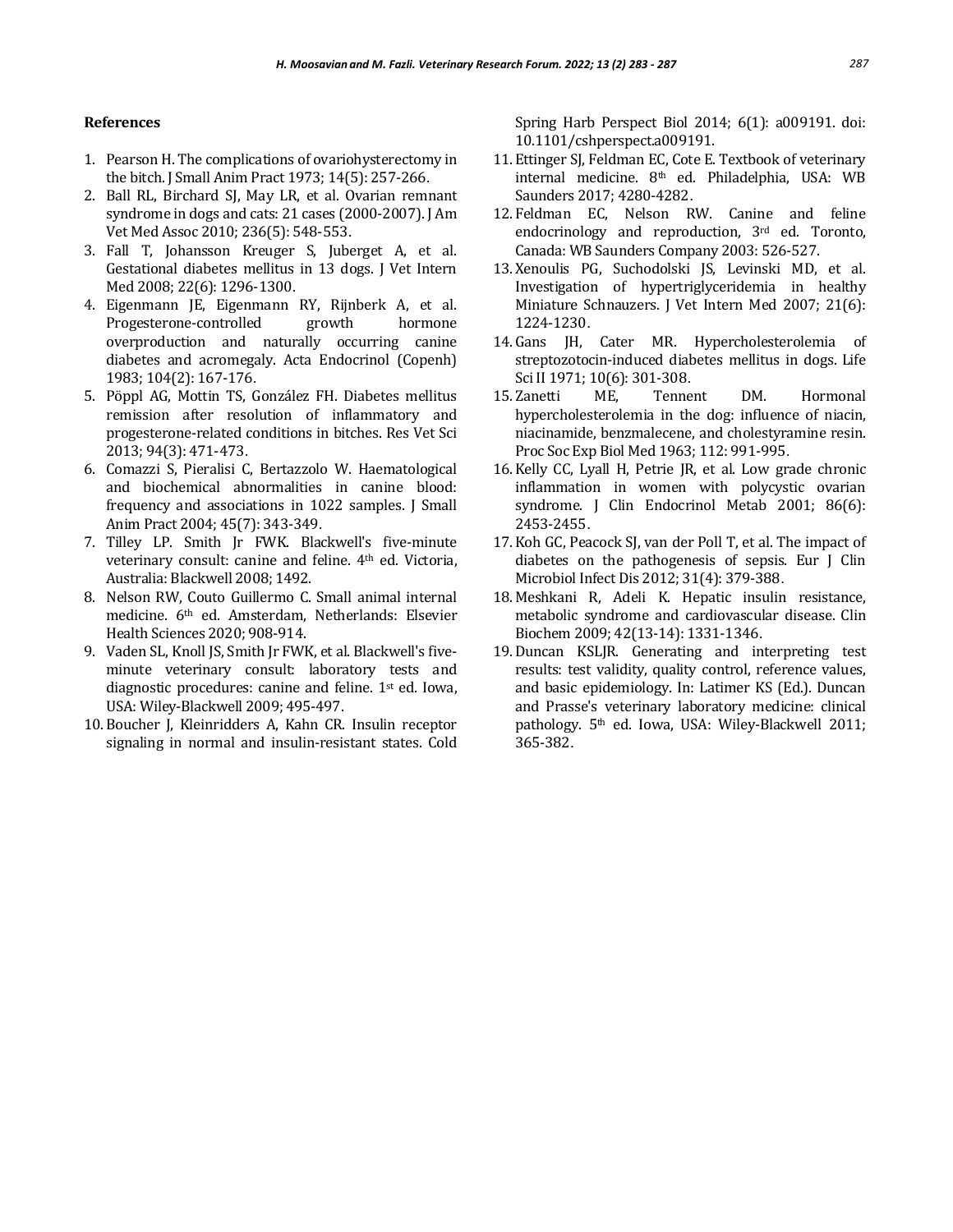## References

1. Pearson H. The complications of ovariohysterectomy in the bitch. J Small Anim Pract 1973; 14(5): 257-266.
2. Ball RL, Birchard SJ, May LR, et al. Ovarian remnant syndrome in dogs and cats: 21 cases (2000-2007). J Am Vet Med Assoc 2010; 236(5): 548-553.
3. Fall T, Johansson Kreuger S, Juberget A, et al. Gestational diabetes mellitus in 13 dogs. J Vet Intern Med 2008; 22(6): 1296-1300.
4. Eigenmann JE, Eigenmann RY, Rijnberk A, et al. Progesterone-controlled growth hormone overproduction and naturally occurring canine diabetes and acromegaly. Acta Endocrinol (Copenh) 1983; 104(2): 167-176.
5. Pöppl AG, Mottin TS, González FH. Diabetes mellitus remission after resolution of inflammatory and progesterone-related conditions in bitches. Res Vet Sci 2013; 94(3): 471-473.
6. Comazzi S, Pieralisi C, Bertazzolo W. Haematological and biochemical abnormalities in canine blood: frequency and associations in 1022 samples. J Small Anim Pract 2004; 45(7): 343-349.
7. Tilley LP. Smith Jr FWK. Blackwell's five-minute veterinary consult: canine and feline. 4th ed. Victoria, Australia: Blackwell 2008; 1492.
8. Nelson RW, Couto Guillermo C. Small animal internal medicine. 6th ed. Amsterdam, Netherlands: Elsevier Health Sciences 2020; 908-914.
9. Vaden SL, Knoll JS, Smith Jr FWK, et al. Blackwell's five-minute veterinary consult: laboratory tests and diagnostic procedures: canine and feline. 1st ed. Iowa, USA: Wiley-Blackwell 2009; 495-497.
10. Boucher J, Kleinridders A, Kahn CR. Insulin receptor signaling in normal and insulin-resistant states. Cold Spring Harb Perspect Biol 2014; 6(1): a009191. doi: 10.1101/cshperspect.a009191.
11. Ettinger SJ, Feldman EC, Cote E. Textbook of veterinary internal medicine. 8th ed. Philadelphia, USA: WB Saunders 2017; 4280-4282.
12. Feldman EC, Nelson RW. Canine and feline endocrinology and reproduction, 3rd ed. Toronto, Canada: WB Saunders Company 2003: 526-527.
13. Xenoulis PG, Suchodolski JS, Levinski MD, et al. Investigation of hypertriglyceridemia in healthy Miniature Schnauzers. J Vet Intern Med 2007; 21(6): 1224-1230.
14. Gans JH, Cater MR. Hypercholesterolemia of streptozotocin-induced diabetes mellitus in dogs. Life Sci II 1971; 10(6): 301-308.
15. Zanetti ME, Tennent DM. Hormonal hypercholesterolemia in the dog: influence of niacin, niacinamide, benzmalecene, and cholestyramine resin. Proc Soc Exp Biol Med 1963; 112: 991-995.
16. Kelly CC, Lyall H, Petrie JR, et al. Low grade chronic inflammation in women with polycystic ovarian syndrome. J Clin Endocrinol Metab 2001; 86(6): 2453-2455.
17. Koh GC, Peacock SJ, van der Poll T, et al. The impact of diabetes on the pathogenesis of sepsis. Eur J Clin Microbiol Infect Dis 2012; 31(4): 379-388.
18. Meshkani R, Adeli K. Hepatic insulin resistance, metabolic syndrome and cardiovascular disease. Clin Biochem 2009; 42(13-14): 1331-1346.
19. Duncan KSLJR. Generating and interpreting test results: test validity, quality control, reference values, and basic epidemiology. In: Latimer KS (Ed.). Duncan and Prasse's veterinary laboratory medicine: clinical pathology. 5th ed. Iowa, USA: Wiley-Blackwell 2011; 365-382.